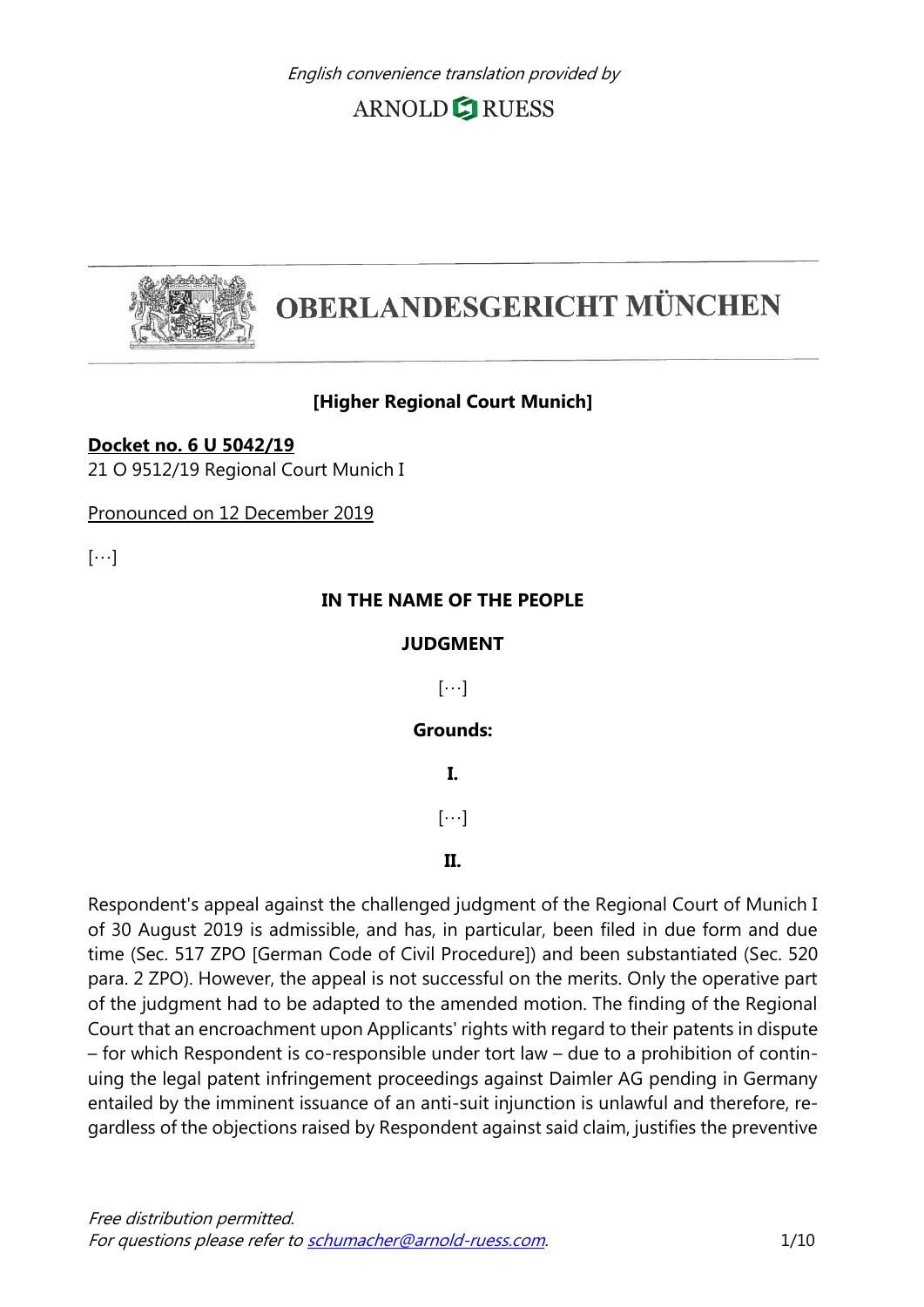*English convenience translation provided by*

ARNOLD RUESS

# OBERLANDESGERICHT MÜNCHEN

**[Higher Regional Court Munich]**

**Docket no. 6 U 5042/19**
21 O 9512/19 Regional Court Munich I

Pronounced on 12 December 2019

[…]

**IN THE NAME OF THE PEOPLE**

**JUDGMENT**

[…]

**Grounds:**

**I.**

[…]

**II.**

Respondent's appeal against the challenged judgment of the Regional Court of Munich I of 30 August 2019 is admissible, and has, in particular, been filed in due form and due time (Sec. 517 ZPO [German Code of Civil Procedure]) and been substantiated (Sec. 520 para. 2 ZPO). However, the appeal is not successful on the merits. Only the operative part of the judgment had to be adapted to the amended motion. The finding of the Regional Court that an encroachment upon Applicants' rights with regard to their patents in dispute – for which Respondent is co-responsible under tort law – due to a prohibition of continuing the legal patent infringement proceedings against Daimler AG pending in Germany entailed by the imminent issuance of an anti-suit injunction is unlawful and therefore, regardless of the objections raised by Respondent against said claim, justifies the preventive

*Free distribution permitted.*
*For questions please refer to schumacher@arnold-ruess.com.*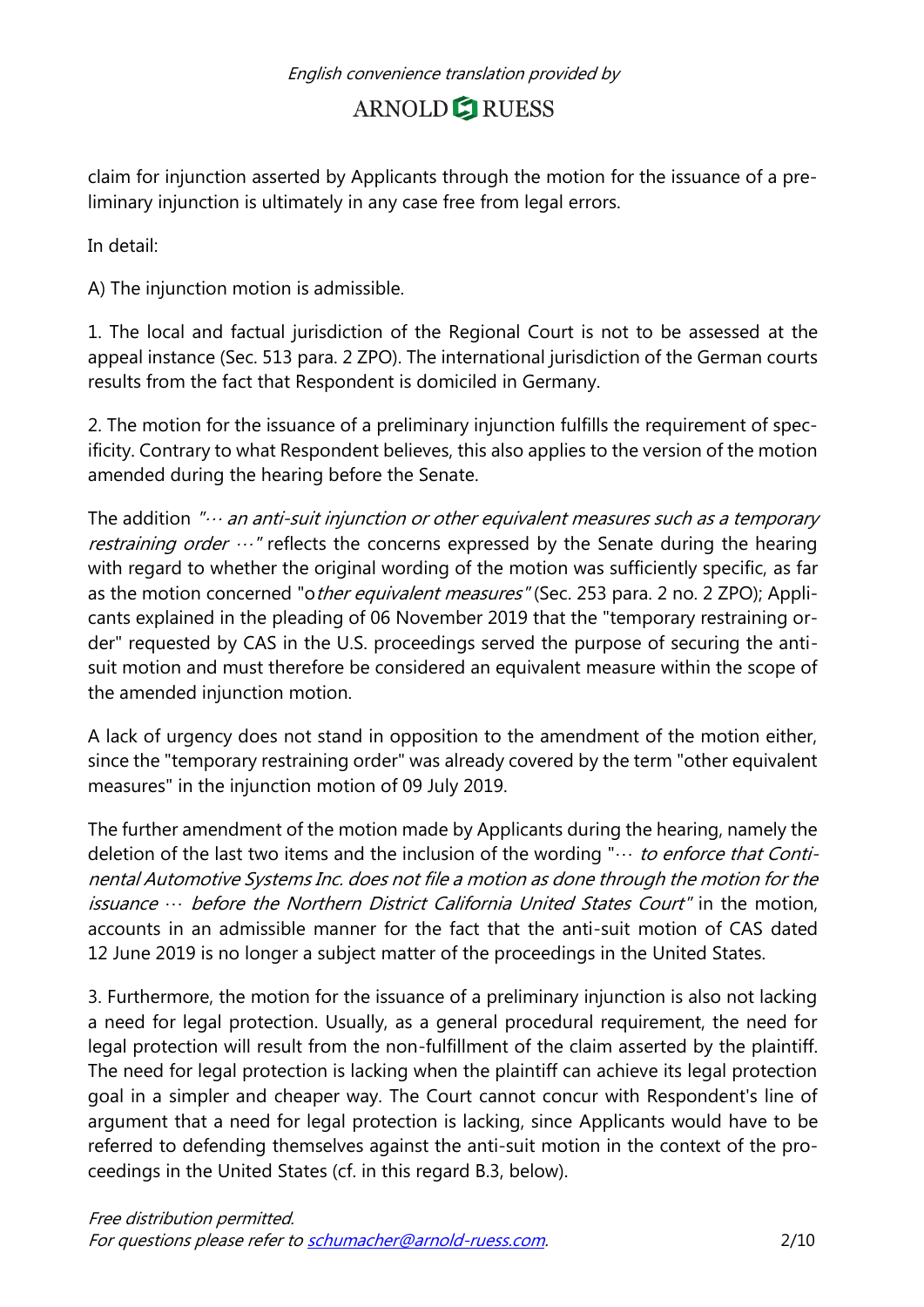claim for injunction asserted by Applicants through the motion for the issuance of a preliminary injunction is ultimately in any case free from legal errors.

In detail:

A) The injunction motion is admissible.

1. The local and factual jurisdiction of the Regional Court is not to be assessed at the appeal instance (Sec. 513 para. 2 ZPO). The international jurisdiction of the German courts results from the fact that Respondent is domiciled in Germany.

2. The motion for the issuance of a preliminary injunction fulfills the requirement of specificity. Contrary to what Respondent believes, this also applies to the version of the motion amended during the hearing before the Senate.

The addition *"… an anti-suit injunction or other equivalent measures such as a temporary restraining order …"* reflects the concerns expressed by the Senate during the hearing with regard to whether the original wording of the motion was sufficiently specific, as far as the motion concerned "o*ther equivalent measures"* (Sec. 253 para. 2 no. 2 ZPO); Applicants explained in the pleading of 06 November 2019 that the "temporary restraining order" requested by CAS in the U.S. proceedings served the purpose of securing the anti-suit motion and must therefore be considered an equivalent measure within the scope of the amended injunction motion.

A lack of urgency does not stand in opposition to the amendment of the motion either, since the "temporary restraining order" was already covered by the term "other equivalent measures" in the injunction motion of 09 July 2019.

The further amendment of the motion made by Applicants during the hearing, namely the deletion of the last two items and the inclusion of the wording "… *to enforce that Continental Automotive Systems Inc. does not file a motion as done through the motion for the issuance … before the Northern District California United States Court"* in the motion, accounts in an admissible manner for the fact that the anti-suit motion of CAS dated 12 June 2019 is no longer a subject matter of the proceedings in the United States.

3. Furthermore, the motion for the issuance of a preliminary injunction is also not lacking a need for legal protection. Usually, as a general procedural requirement, the need for legal protection will result from the non-fulfillment of the claim asserted by the plaintiff. The need for legal protection is lacking when the plaintiff can achieve its legal protection goal in a simpler and cheaper way. The Court cannot concur with Respondent's line of argument that a need for legal protection is lacking, since Applicants would have to be referred to defending themselves against the anti-suit motion in the context of the proceedings in the United States (cf. in this regard B.3, below).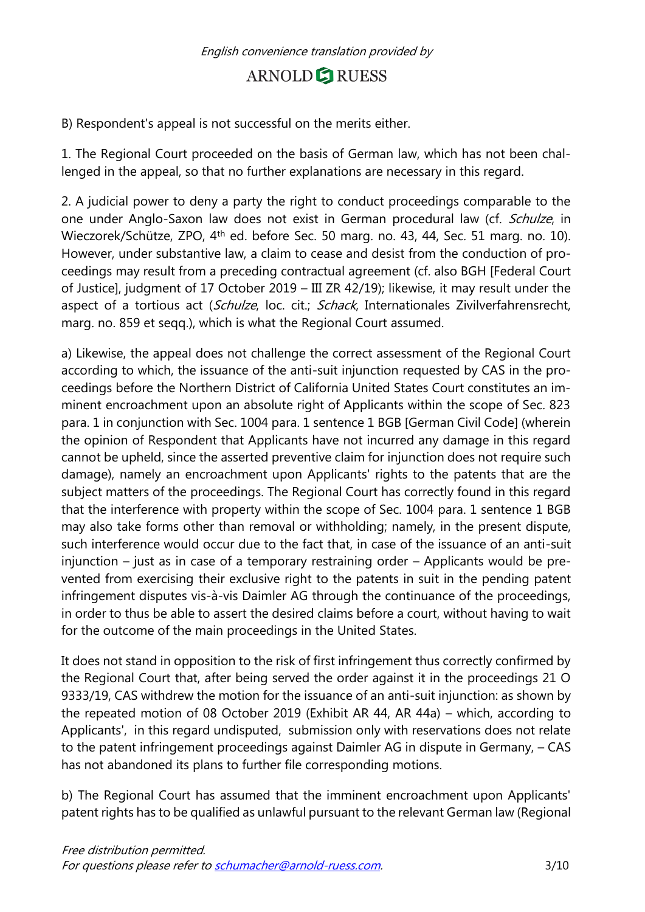B) Respondent's appeal is not successful on the merits either.

1. The Regional Court proceeded on the basis of German law, which has not been challenged in the appeal, so that no further explanations are necessary in this regard.

2. A judicial power to deny a party the right to conduct proceedings comparable to the one under Anglo-Saxon law does not exist in German procedural law (cf. *Schulze*, in Wieczorek/Schütze, ZPO, 4th ed. before Sec. 50 marg. no. 43, 44, Sec. 51 marg. no. 10). However, under substantive law, a claim to cease and desist from the conduction of proceedings may result from a preceding contractual agreement (cf. also BGH [Federal Court of Justice], judgment of 17 October 2019 – III ZR 42/19); likewise, it may result under the aspect of a tortious act (*Schulze*, loc. cit.; *Schack*, Internationales Zivilverfahrensrecht, marg. no. 859 et seqq.), which is what the Regional Court assumed.

a) Likewise, the appeal does not challenge the correct assessment of the Regional Court according to which, the issuance of the anti-suit injunction requested by CAS in the proceedings before the Northern District of California United States Court constitutes an imminent encroachment upon an absolute right of Applicants within the scope of Sec. 823 para. 1 in conjunction with Sec. 1004 para. 1 sentence 1 BGB [German Civil Code] (wherein the opinion of Respondent that Applicants have not incurred any damage in this regard cannot be upheld, since the asserted preventive claim for injunction does not require such damage), namely an encroachment upon Applicants' rights to the patents that are the subject matters of the proceedings. The Regional Court has correctly found in this regard that the interference with property within the scope of Sec. 1004 para. 1 sentence 1 BGB may also take forms other than removal or withholding; namely, in the present dispute, such interference would occur due to the fact that, in case of the issuance of an anti-suit injunction – just as in case of a temporary restraining order – Applicants would be prevented from exercising their exclusive right to the patents in suit in the pending patent infringement disputes vis-à-vis Daimler AG through the continuance of the proceedings, in order to thus be able to assert the desired claims before a court, without having to wait for the outcome of the main proceedings in the United States.

It does not stand in opposition to the risk of first infringement thus correctly confirmed by the Regional Court that, after being served the order against it in the proceedings 21 O 9333/19, CAS withdrew the motion for the issuance of an anti-suit injunction: as shown by the repeated motion of 08 October 2019 (Exhibit AR 44, AR 44a) – which, according to Applicants', in this regard undisputed, submission only with reservations does not relate to the patent infringement proceedings against Daimler AG in dispute in Germany, – CAS has not abandoned its plans to further file corresponding motions.

b) The Regional Court has assumed that the imminent encroachment upon Applicants' patent rights has to be qualified as unlawful pursuant to the relevant German law (Regional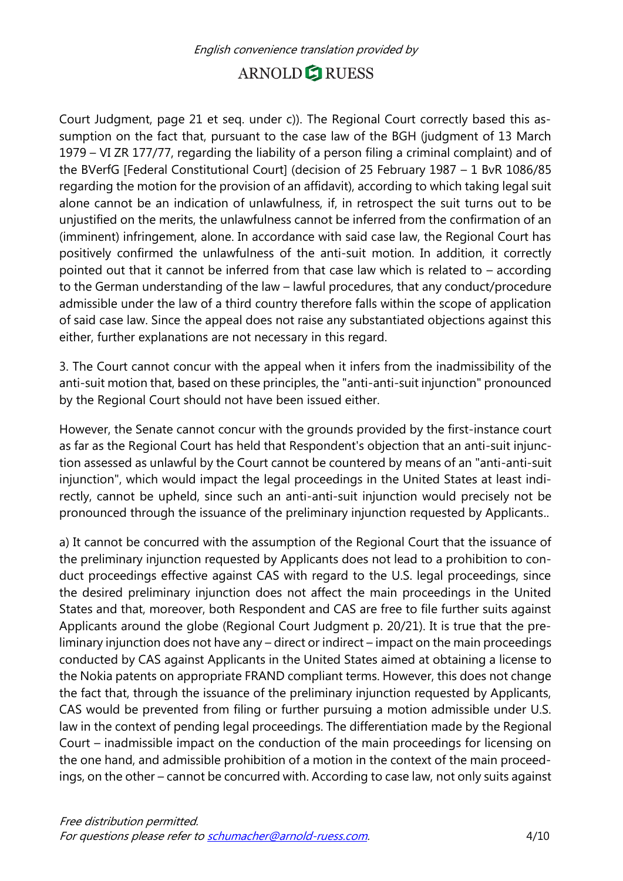Court Judgment, page 21 et seq. under c)). The Regional Court correctly based this assumption on the fact that, pursuant to the case law of the BGH (judgment of 13 March 1979 – VI ZR 177/77, regarding the liability of a person filing a criminal complaint) and of the BVerfG [Federal Constitutional Court] (decision of 25 February 1987 – 1 BvR 1086/85 regarding the motion for the provision of an affidavit), according to which taking legal suit alone cannot be an indication of unlawfulness, if, in retrospect the suit turns out to be unjustified on the merits, the unlawfulness cannot be inferred from the confirmation of an (imminent) infringement, alone. In accordance with said case law, the Regional Court has positively confirmed the unlawfulness of the anti-suit motion. In addition, it correctly pointed out that it cannot be inferred from that case law which is related to – according to the German understanding of the law – lawful procedures, that any conduct/procedure admissible under the law of a third country therefore falls within the scope of application of said case law. Since the appeal does not raise any substantiated objections against this either, further explanations are not necessary in this regard.

3. The Court cannot concur with the appeal when it infers from the inadmissibility of the anti-suit motion that, based on these principles, the "anti-anti-suit injunction" pronounced by the Regional Court should not have been issued either.

However, the Senate cannot concur with the grounds provided by the first-instance court as far as the Regional Court has held that Respondent's objection that an anti-suit injunction assessed as unlawful by the Court cannot be countered by means of an "anti-anti-suit injunction", which would impact the legal proceedings in the United States at least indirectly, cannot be upheld, since such an anti-anti-suit injunction would precisely not be pronounced through the issuance of the preliminary injunction requested by Applicants..

a) It cannot be concurred with the assumption of the Regional Court that the issuance of the preliminary injunction requested by Applicants does not lead to a prohibition to conduct proceedings effective against CAS with regard to the U.S. legal proceedings, since the desired preliminary injunction does not affect the main proceedings in the United States and that, moreover, both Respondent and CAS are free to file further suits against Applicants around the globe (Regional Court Judgment p. 20/21). It is true that the preliminary injunction does not have any – direct or indirect – impact on the main proceedings conducted by CAS against Applicants in the United States aimed at obtaining a license to the Nokia patents on appropriate FRAND compliant terms. However, this does not change the fact that, through the issuance of the preliminary injunction requested by Applicants, CAS would be prevented from filing or further pursuing a motion admissible under U.S. law in the context of pending legal proceedings. The differentiation made by the Regional Court – inadmissible impact on the conduction of the main proceedings for licensing on the one hand, and admissible prohibition of a motion in the context of the main proceedings, on the other – cannot be concurred with. According to case law, not only suits against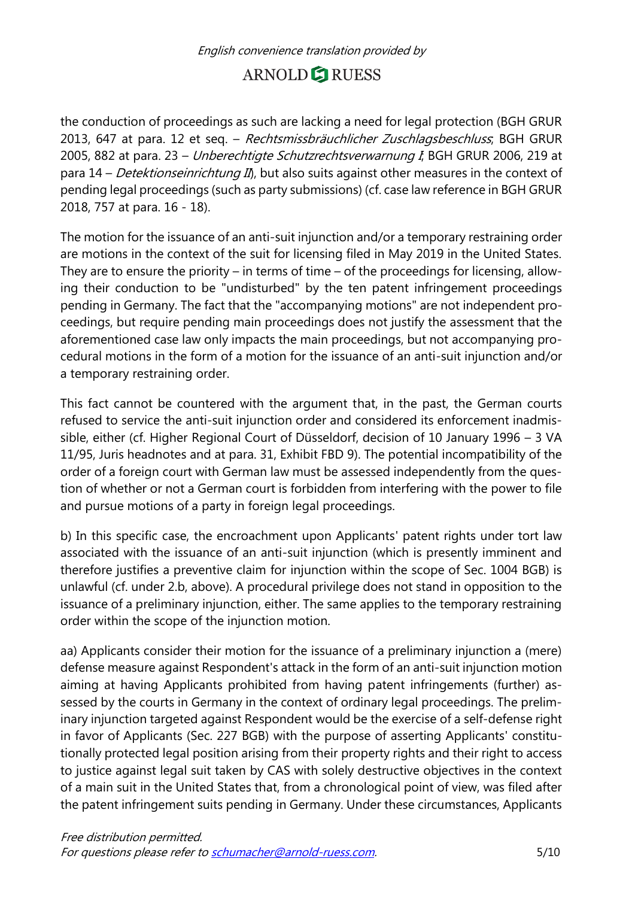the conduction of proceedings as such are lacking a need for legal protection (BGH GRUR 2013, 647 at para. 12 et seq. – *Rechtsmissbräuchlicher Zuschlagsbeschluss*; BGH GRUR 2005, 882 at para. 23 – *Unberechtigte Schutzrechtsverwarnung I*; BGH GRUR 2006, 219 at para 14 – *Detektionseinrichtung II*), but also suits against other measures in the context of pending legal proceedings (such as party submissions) (cf. case law reference in BGH GRUR 2018, 757 at para. 16 - 18).

The motion for the issuance of an anti-suit injunction and/or a temporary restraining order are motions in the context of the suit for licensing filed in May 2019 in the United States. They are to ensure the priority – in terms of time – of the proceedings for licensing, allowing their conduction to be "undisturbed" by the ten patent infringement proceedings pending in Germany. The fact that the "accompanying motions" are not independent proceedings, but require pending main proceedings does not justify the assessment that the aforementioned case law only impacts the main proceedings, but not accompanying procedural motions in the form of a motion for the issuance of an anti-suit injunction and/or a temporary restraining order.

This fact cannot be countered with the argument that, in the past, the German courts refused to service the anti-suit injunction order and considered its enforcement inadmissible, either (cf. Higher Regional Court of Düsseldorf, decision of 10 January 1996 – 3 VA 11/95, Juris headnotes and at para. 31, Exhibit FBD 9). The potential incompatibility of the order of a foreign court with German law must be assessed independently from the question of whether or not a German court is forbidden from interfering with the power to file and pursue motions of a party in foreign legal proceedings.

b) In this specific case, the encroachment upon Applicants' patent rights under tort law associated with the issuance of an anti-suit injunction (which is presently imminent and therefore justifies a preventive claim for injunction within the scope of Sec. 1004 BGB) is unlawful (cf. under 2.b, above). A procedural privilege does not stand in opposition to the issuance of a preliminary injunction, either. The same applies to the temporary restraining order within the scope of the injunction motion.

aa) Applicants consider their motion for the issuance of a preliminary injunction a (mere) defense measure against Respondent's attack in the form of an anti-suit injunction motion aiming at having Applicants prohibited from having patent infringements (further) assessed by the courts in Germany in the context of ordinary legal proceedings. The preliminary injunction targeted against Respondent would be the exercise of a self-defense right in favor of Applicants (Sec. 227 BGB) with the purpose of asserting Applicants' constitutionally protected legal position arising from their property rights and their right to access to justice against legal suit taken by CAS with solely destructive objectives in the context of a main suit in the United States that, from a chronological point of view, was filed after the patent infringement suits pending in Germany. Under these circumstances, Applicants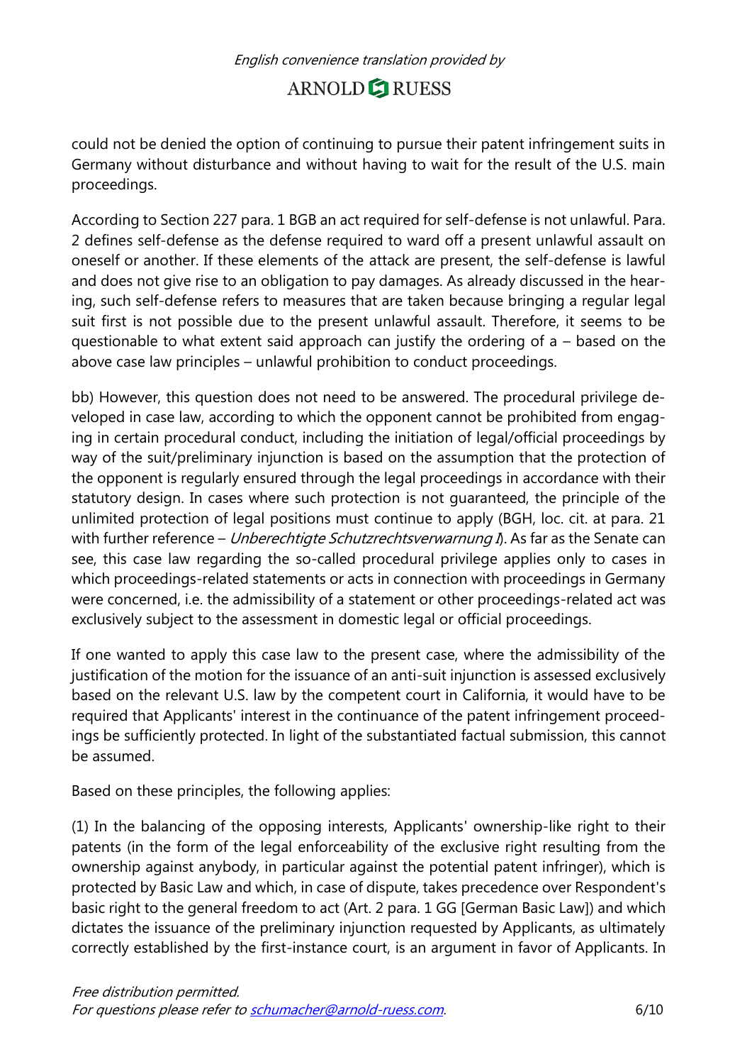could not be denied the option of continuing to pursue their patent infringement suits in Germany without disturbance and without having to wait for the result of the U.S. main proceedings.

According to Section 227 para. 1 BGB an act required for self-defense is not unlawful. Para. 2 defines self-defense as the defense required to ward off a present unlawful assault on oneself or another. If these elements of the attack are present, the self-defense is lawful and does not give rise to an obligation to pay damages. As already discussed in the hearing, such self-defense refers to measures that are taken because bringing a regular legal suit first is not possible due to the present unlawful assault. Therefore, it seems to be questionable to what extent said approach can justify the ordering of a – based on the above case law principles – unlawful prohibition to conduct proceedings.

bb) However, this question does not need to be answered. The procedural privilege developed in case law, according to which the opponent cannot be prohibited from engaging in certain procedural conduct, including the initiation of legal/official proceedings by way of the suit/preliminary injunction is based on the assumption that the protection of the opponent is regularly ensured through the legal proceedings in accordance with their statutory design. In cases where such protection is not guaranteed, the principle of the unlimited protection of legal positions must continue to apply (BGH, loc. cit. at para. 21 with further reference – *Unberechtigte Schutzrechtsverwarnung I*). As far as the Senate can see, this case law regarding the so-called procedural privilege applies only to cases in which proceedings-related statements or acts in connection with proceedings in Germany were concerned, i.e. the admissibility of a statement or other proceedings-related act was exclusively subject to the assessment in domestic legal or official proceedings.

If one wanted to apply this case law to the present case, where the admissibility of the justification of the motion for the issuance of an anti-suit injunction is assessed exclusively based on the relevant U.S. law by the competent court in California, it would have to be required that Applicants' interest in the continuance of the patent infringement proceedings be sufficiently protected. In light of the substantiated factual submission, this cannot be assumed.

Based on these principles, the following applies:

(1) In the balancing of the opposing interests, Applicants' ownership-like right to their patents (in the form of the legal enforceability of the exclusive right resulting from the ownership against anybody, in particular against the potential patent infringer), which is protected by Basic Law and which, in case of dispute, takes precedence over Respondent's basic right to the general freedom to act (Art. 2 para. 1 GG [German Basic Law]) and which dictates the issuance of the preliminary injunction requested by Applicants, as ultimately correctly established by the first-instance court, is an argument in favor of Applicants. In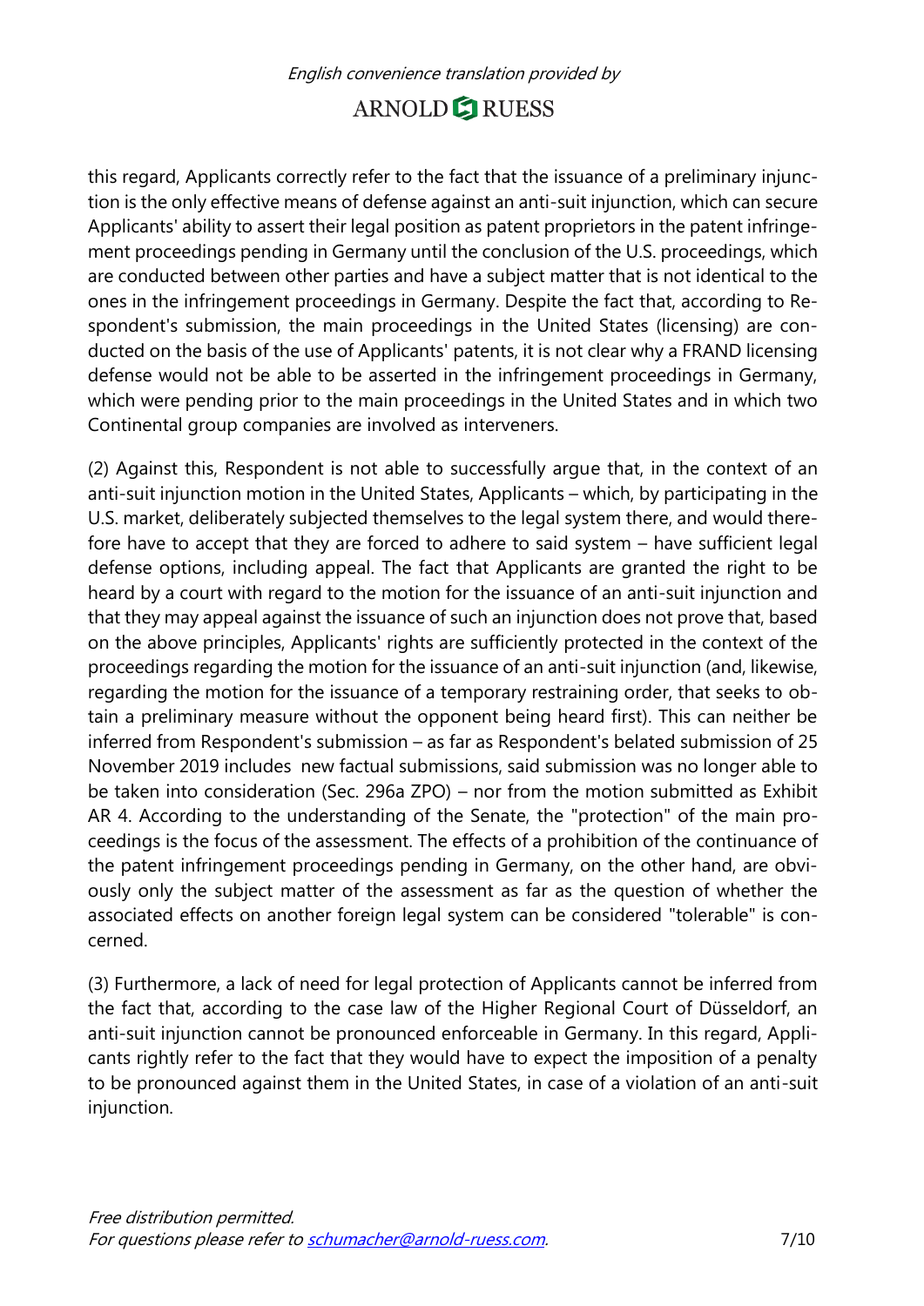this regard, Applicants correctly refer to the fact that the issuance of a preliminary injunction is the only effective means of defense against an anti-suit injunction, which can secure Applicants' ability to assert their legal position as patent proprietors in the patent infringement proceedings pending in Germany until the conclusion of the U.S. proceedings, which are conducted between other parties and have a subject matter that is not identical to the ones in the infringement proceedings in Germany. Despite the fact that, according to Respondent's submission, the main proceedings in the United States (licensing) are conducted on the basis of the use of Applicants' patents, it is not clear why a FRAND licensing defense would not be able to be asserted in the infringement proceedings in Germany, which were pending prior to the main proceedings in the United States and in which two Continental group companies are involved as interveners.

(2) Against this, Respondent is not able to successfully argue that, in the context of an anti-suit injunction motion in the United States, Applicants – which, by participating in the U.S. market, deliberately subjected themselves to the legal system there, and would therefore have to accept that they are forced to adhere to said system – have sufficient legal defense options, including appeal. The fact that Applicants are granted the right to be heard by a court with regard to the motion for the issuance of an anti-suit injunction and that they may appeal against the issuance of such an injunction does not prove that, based on the above principles, Applicants' rights are sufficiently protected in the context of the proceedings regarding the motion for the issuance of an anti-suit injunction (and, likewise, regarding the motion for the issuance of a temporary restraining order, that seeks to obtain a preliminary measure without the opponent being heard first). This can neither be inferred from Respondent's submission – as far as Respondent's belated submission of 25 November 2019 includes new factual submissions, said submission was no longer able to be taken into consideration (Sec. 296a ZPO) – nor from the motion submitted as Exhibit AR 4. According to the understanding of the Senate, the "protection" of the main proceedings is the focus of the assessment. The effects of a prohibition of the continuance of the patent infringement proceedings pending in Germany, on the other hand, are obviously only the subject matter of the assessment as far as the question of whether the associated effects on another foreign legal system can be considered "tolerable" is concerned.

(3) Furthermore, a lack of need for legal protection of Applicants cannot be inferred from the fact that, according to the case law of the Higher Regional Court of Düsseldorf, an anti-suit injunction cannot be pronounced enforceable in Germany. In this regard, Applicants rightly refer to the fact that they would have to expect the imposition of a penalty to be pronounced against them in the United States, in case of a violation of an anti-suit injunction.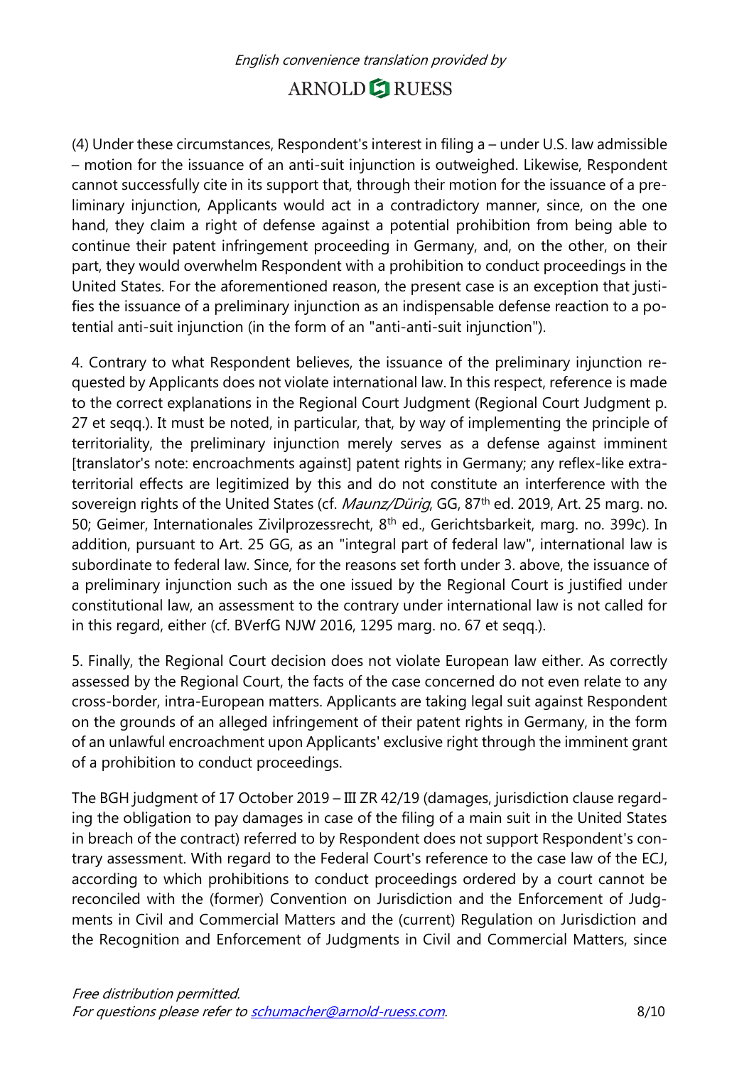(4) Under these circumstances, Respondent's interest in filing a – under U.S. law admissible – motion for the issuance of an anti-suit injunction is outweighed. Likewise, Respondent cannot successfully cite in its support that, through their motion for the issuance of a preliminary injunction, Applicants would act in a contradictory manner, since, on the one hand, they claim a right of defense against a potential prohibition from being able to continue their patent infringement proceeding in Germany, and, on the other, on their part, they would overwhelm Respondent with a prohibition to conduct proceedings in the United States. For the aforementioned reason, the present case is an exception that justifies the issuance of a preliminary injunction as an indispensable defense reaction to a potential anti-suit injunction (in the form of an "anti-anti-suit injunction").

4. Contrary to what Respondent believes, the issuance of the preliminary injunction requested by Applicants does not violate international law. In this respect, reference is made to the correct explanations in the Regional Court Judgment (Regional Court Judgment p. 27 et seqq.). It must be noted, in particular, that, by way of implementing the principle of territoriality, the preliminary injunction merely serves as a defense against imminent [translator's note: encroachments against] patent rights in Germany; any reflex-like extraterritorial effects are legitimized by this and do not constitute an interference with the sovereign rights of the United States (cf. *Maunz/Dürig*, GG, 87th ed. 2019, Art. 25 marg. no. 50; Geimer, Internationales Zivilprozessrecht, 8th ed., Gerichtsbarkeit, marg. no. 399c). In addition, pursuant to Art. 25 GG, as an "integral part of federal law", international law is subordinate to federal law. Since, for the reasons set forth under 3. above, the issuance of a preliminary injunction such as the one issued by the Regional Court is justified under constitutional law, an assessment to the contrary under international law is not called for in this regard, either (cf. BVerfG NJW 2016, 1295 marg. no. 67 et seqq.).

5. Finally, the Regional Court decision does not violate European law either. As correctly assessed by the Regional Court, the facts of the case concerned do not even relate to any cross-border, intra-European matters. Applicants are taking legal suit against Respondent on the grounds of an alleged infringement of their patent rights in Germany, in the form of an unlawful encroachment upon Applicants' exclusive right through the imminent grant of a prohibition to conduct proceedings.

The BGH judgment of 17 October 2019 – III ZR 42/19 (damages, jurisdiction clause regarding the obligation to pay damages in case of the filing of a main suit in the United States in breach of the contract) referred to by Respondent does not support Respondent's contrary assessment. With regard to the Federal Court's reference to the case law of the ECJ, according to which prohibitions to conduct proceedings ordered by a court cannot be reconciled with the (former) Convention on Jurisdiction and the Enforcement of Judgments in Civil and Commercial Matters and the (current) Regulation on Jurisdiction and the Recognition and Enforcement of Judgments in Civil and Commercial Matters, since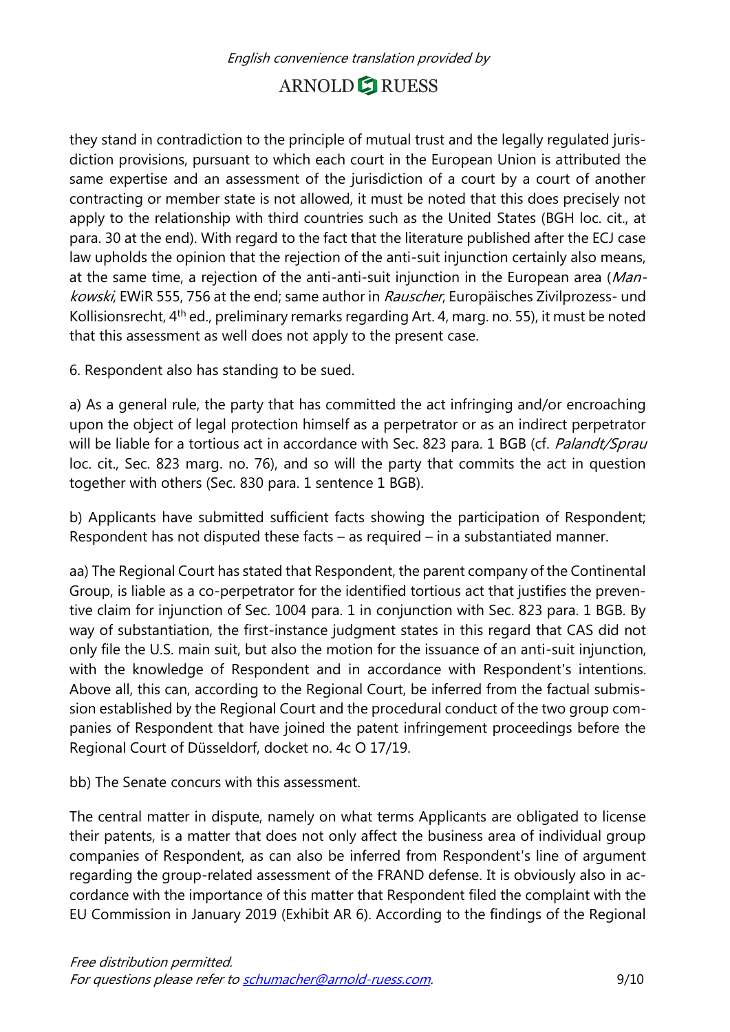they stand in contradiction to the principle of mutual trust and the legally regulated jurisdiction provisions, pursuant to which each court in the European Union is attributed the same expertise and an assessment of the jurisdiction of a court by a court of another contracting or member state is not allowed, it must be noted that this does precisely not apply to the relationship with third countries such as the United States (BGH loc. cit., at para. 30 at the end). With regard to the fact that the literature published after the ECJ case law upholds the opinion that the rejection of the anti-suit injunction certainly also means, at the same time, a rejection of the anti-anti-suit injunction in the European area (*Mankowski*, EWiR 555, 756 at the end; same author in *Rauscher*, Europäisches Zivilprozess- und Kollisionsrecht, 4th ed., preliminary remarks regarding Art. 4, marg. no. 55), it must be noted that this assessment as well does not apply to the present case.

6. Respondent also has standing to be sued.

a) As a general rule, the party that has committed the act infringing and/or encroaching upon the object of legal protection himself as a perpetrator or as an indirect perpetrator will be liable for a tortious act in accordance with Sec. 823 para. 1 BGB (cf. *Palandt/Sprau* loc. cit., Sec. 823 marg. no. 76), and so will the party that commits the act in question together with others (Sec. 830 para. 1 sentence 1 BGB).

b) Applicants have submitted sufficient facts showing the participation of Respondent; Respondent has not disputed these facts – as required – in a substantiated manner.

aa) The Regional Court has stated that Respondent, the parent company of the Continental Group, is liable as a co-perpetrator for the identified tortious act that justifies the preventive claim for injunction of Sec. 1004 para. 1 in conjunction with Sec. 823 para. 1 BGB. By way of substantiation, the first-instance judgment states in this regard that CAS did not only file the U.S. main suit, but also the motion for the issuance of an anti-suit injunction, with the knowledge of Respondent and in accordance with Respondent's intentions. Above all, this can, according to the Regional Court, be inferred from the factual submission established by the Regional Court and the procedural conduct of the two group companies of Respondent that have joined the patent infringement proceedings before the Regional Court of Düsseldorf, docket no. 4c O 17/19.

bb) The Senate concurs with this assessment.

The central matter in dispute, namely on what terms Applicants are obligated to license their patents, is a matter that does not only affect the business area of individual group companies of Respondent, as can also be inferred from Respondent's line of argument regarding the group-related assessment of the FRAND defense. It is obviously also in accordance with the importance of this matter that Respondent filed the complaint with the EU Commission in January 2019 (Exhibit AR 6). According to the findings of the Regional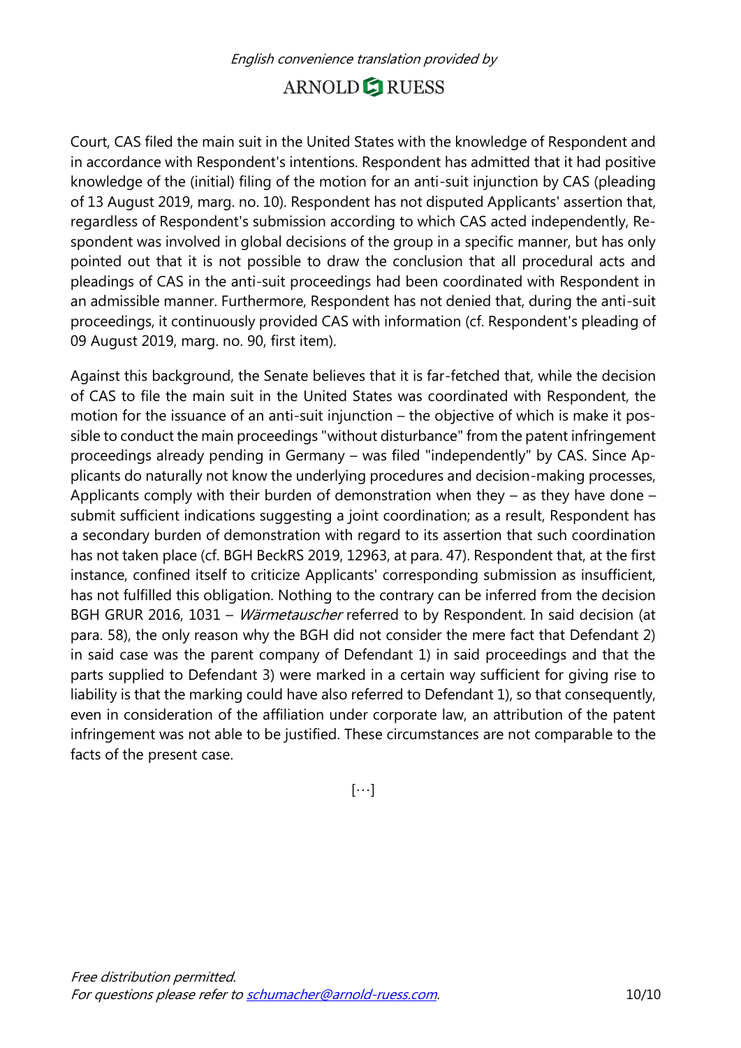Court, CAS filed the main suit in the United States with the knowledge of Respondent and in accordance with Respondent's intentions. Respondent has admitted that it had positive knowledge of the (initial) filing of the motion for an anti-suit injunction by CAS (pleading of 13 August 2019, marg. no. 10). Respondent has not disputed Applicants' assertion that, regardless of Respondent's submission according to which CAS acted independently, Respondent was involved in global decisions of the group in a specific manner, but has only pointed out that it is not possible to draw the conclusion that all procedural acts and pleadings of CAS in the anti-suit proceedings had been coordinated with Respondent in an admissible manner. Furthermore, Respondent has not denied that, during the anti-suit proceedings, it continuously provided CAS with information (cf. Respondent's pleading of 09 August 2019, marg. no. 90, first item).

Against this background, the Senate believes that it is far-fetched that, while the decision of CAS to file the main suit in the United States was coordinated with Respondent, the motion for the issuance of an anti-suit injunction – the objective of which is make it possible to conduct the main proceedings "without disturbance" from the patent infringement proceedings already pending in Germany – was filed "independently" by CAS. Since Applicants do naturally not know the underlying procedures and decision-making processes, Applicants comply with their burden of demonstration when they – as they have done – submit sufficient indications suggesting a joint coordination; as a result, Respondent has a secondary burden of demonstration with regard to its assertion that such coordination has not taken place (cf. BGH BeckRS 2019, 12963, at para. 47). Respondent that, at the first instance, confined itself to criticize Applicants' corresponding submission as insufficient, has not fulfilled this obligation. Nothing to the contrary can be inferred from the decision BGH GRUR 2016, 1031 – *Wärmetauscher* referred to by Respondent. In said decision (at para. 58), the only reason why the BGH did not consider the mere fact that Defendant 2) in said case was the parent company of Defendant 1) in said proceedings and that the parts supplied to Defendant 3) were marked in a certain way sufficient for giving rise to liability is that the marking could have also referred to Defendant 1), so that consequently, even in consideration of the affiliation under corporate law, an attribution of the patent infringement was not able to be justified. These circumstances are not comparable to the facts of the present case.

[…]